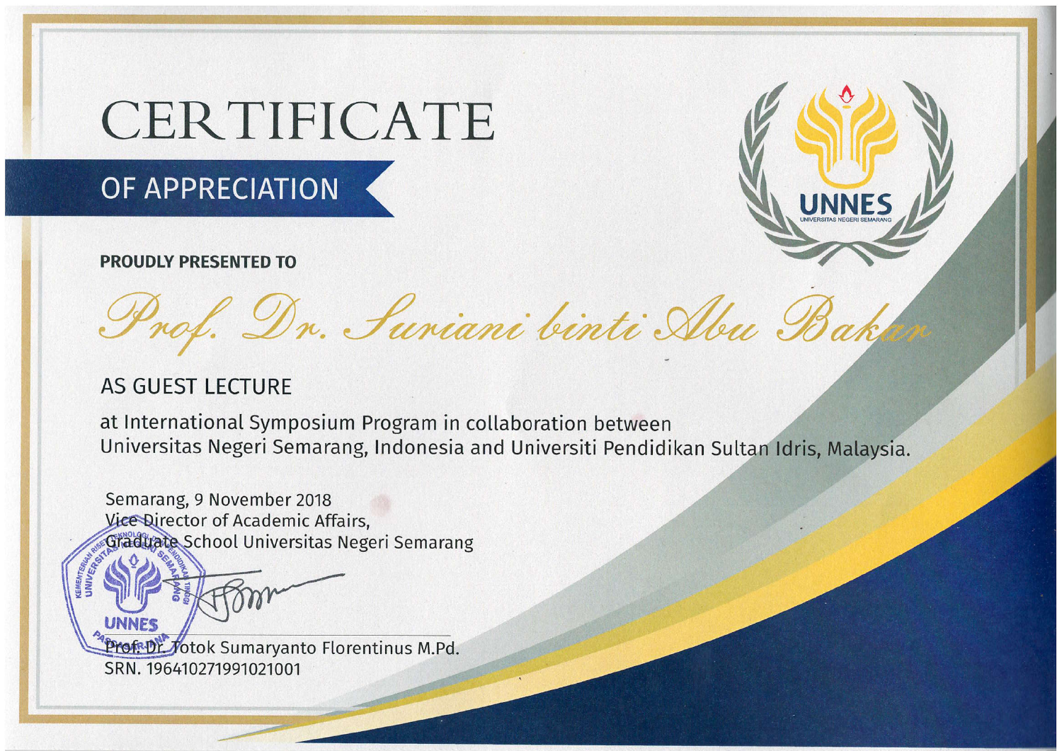# CERTIFICATE

## OF APPRECIATION

UNNES
UNIVERSITAS NEGERI SEMARANG

**PROUDLY PRESENTED TO**

*Prof. Dr. Suriani binti Abu Bakar*

AS GUEST LECTURE

at International Symposium Program in collaboration between Universitas Negeri Semarang, Indonesia and Universiti Pendidikan Sultan Idris, Malaysia.

Semarang, 9 November 2018
Vice Director of Academic Affairs,
Graduate School Universitas Negeri Semarang

Prof. Dr. Totok Sumaryanto Florentinus M.Pd.
SRN. 196410271991021001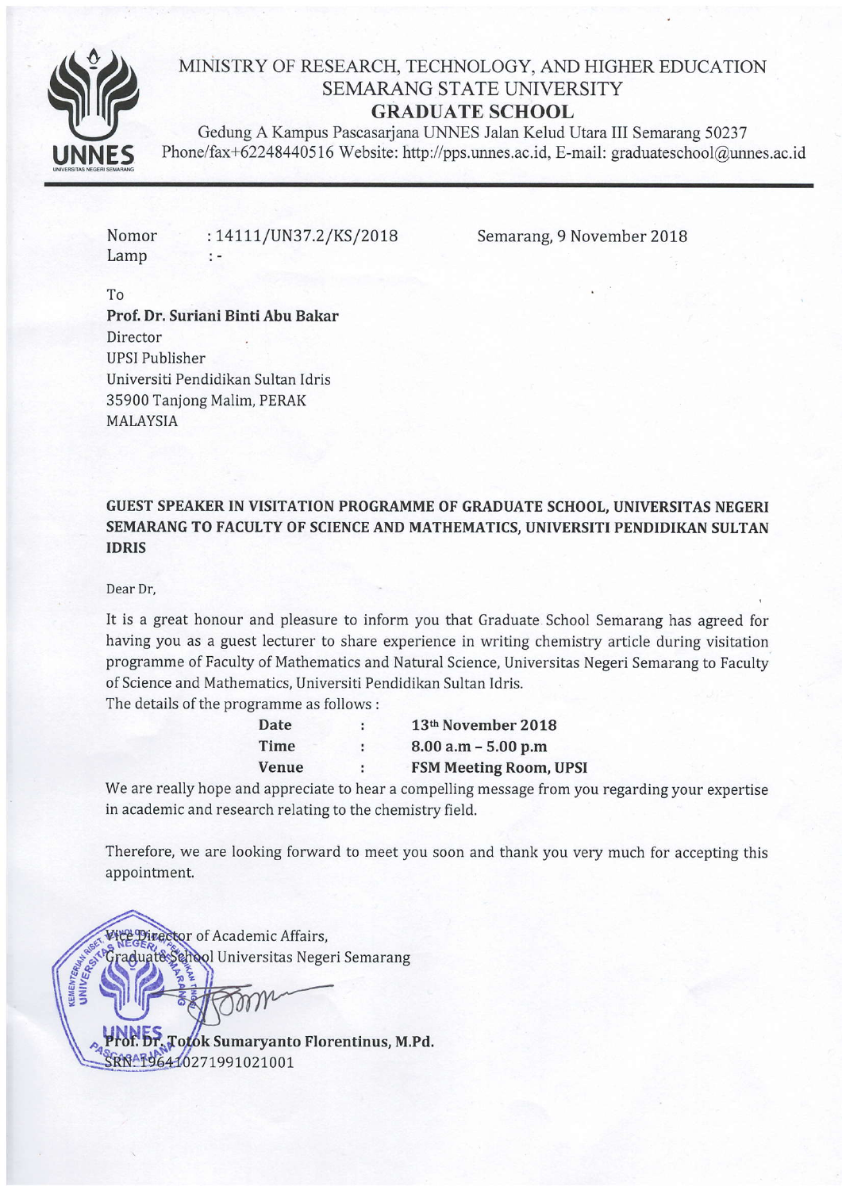MINISTRY OF RESEARCH, TECHNOLOGY, AND HIGHER EDUCATION
SEMARANG STATE UNIVERSITY
**GRADUATE SCHOOL**
Gedung A Kampus Pascasarjana UNNES Jalan Kelud Utara III Semarang 50237
Phone/fax+62248440516 Website: http://pps.unnes.ac.id, E-mail: graduateschool@unnes.ac.id

Nomor : 14111/UN37.2/KS/2018
Lamp : -

Semarang, 9 November 2018

To
**Prof. Dr. Suriani Binti Abu Bakar**
Director
UPSI Publisher
Universiti Pendidikan Sultan Idris
35900 Tanjong Malim, PERAK
MALAYSIA

**GUEST SPEAKER IN VISITATION PROGRAMME OF GRADUATE SCHOOL, UNIVERSITAS NEGERI SEMARANG TO FACULTY OF SCIENCE AND MATHEMATICS, UNIVERSITI PENDIDIKAN SULTAN IDRIS**

Dear Dr,

It is a great honour and pleasure to inform you that Graduate School Semarang has agreed for having you as a guest lecturer to share experience in writing chemistry article during visitation programme of Faculty of Mathematics and Natural Science, Universitas Negeri Semarang to Faculty of Science and Mathematics, Universiti Pendidikan Sultan Idris.
The details of the programme as follows :

| | | |
|---|---|---|
| **Date** | : | **13th November 2018** |
| **Time** | : | **8.00 a.m – 5.00 p.m** |
| **Venue** | : | **FSM Meeting Room, UPSI** |

We are really hope and appreciate to hear a compelling message from you regarding your expertise in academic and research relating to the chemistry field.

Therefore, we are looking forward to meet you soon and thank you very much for accepting this appointment.

Vice Director of Academic Affairs,
Graduate School Universitas Negeri Semarang

**Prof. Dr. Totok Sumaryanto Florentinus, M.Pd.**
SRN. 196410271991021001